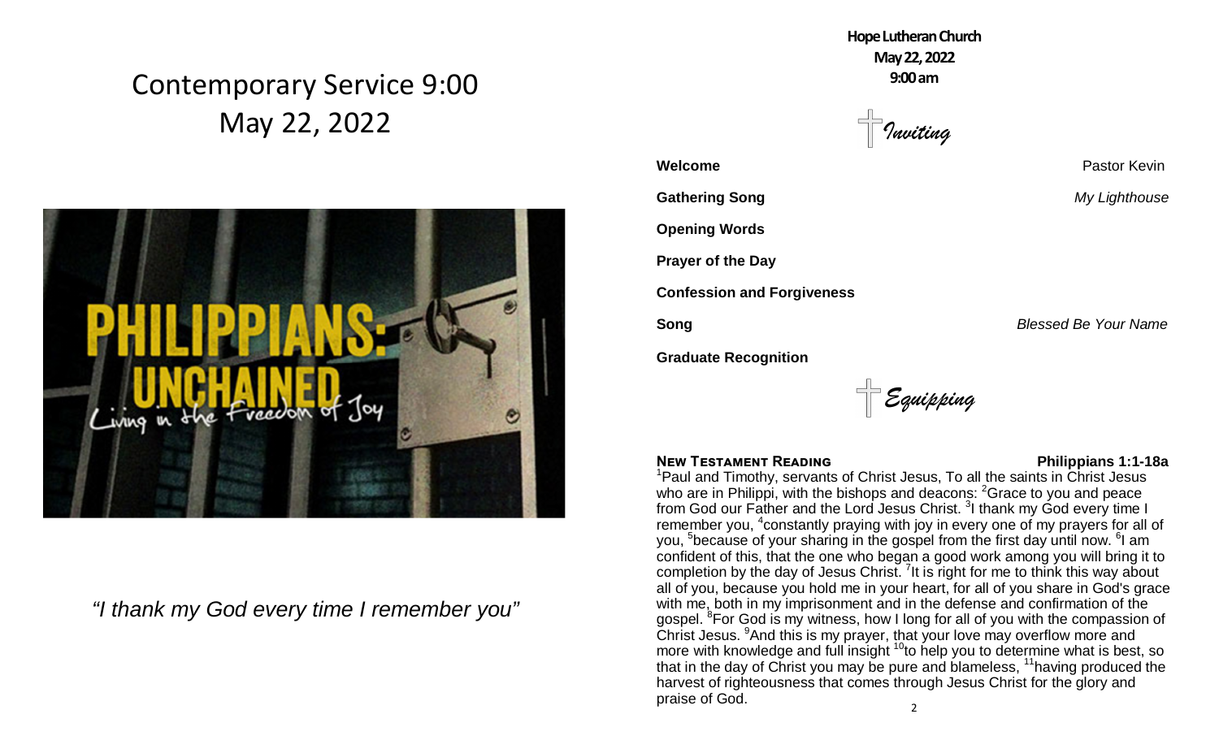# Contemporary Service 9:00
# May 22, 2022

PHILIPPIANS: UNCHAINED
Living in the Freedom of Joy

*"I thank my God every time I remember you"*

**Hope Lutheran Church**
**May 22, 2022**
**9:00 am**

## *Inviting*

**Welcome** — Pastor Kevin

**Gathering Song** — *My Lighthouse*

**Opening Words**

**Prayer of the Day**

**Confession and Forgiveness**

**Song** — *Blessed Be Your Name*

**Graduate Recognition**

## *Equipping*

**New Testament Reading** — **Philippians 1:1-18a**

[1]Paul and Timothy, servants of Christ Jesus, To all the saints in Christ Jesus who are in Philippi, with the bishops and deacons: [2]Grace to you and peace from God our Father and the Lord Jesus Christ. [3]I thank my God every time I remember you, [4]constantly praying with joy in every one of my prayers for all of you, [5]because of your sharing in the gospel from the first day until now. [6]I am confident of this, that the one who began a good work among you will bring it to completion by the day of Jesus Christ. [7]It is right for me to think this way about all of you, because you hold me in your heart, for all of you share in God's grace with me, both in my imprisonment and in the defense and confirmation of the gospel. [8]For God is my witness, how I long for all of you with the compassion of Christ Jesus. [9]And this is my prayer, that your love may overflow more and more with knowledge and full insight [10]to help you to determine what is best, so that in the day of Christ you may be pure and blameless, [11]having produced the harvest of righteousness that comes through Jesus Christ for the glory and praise of God.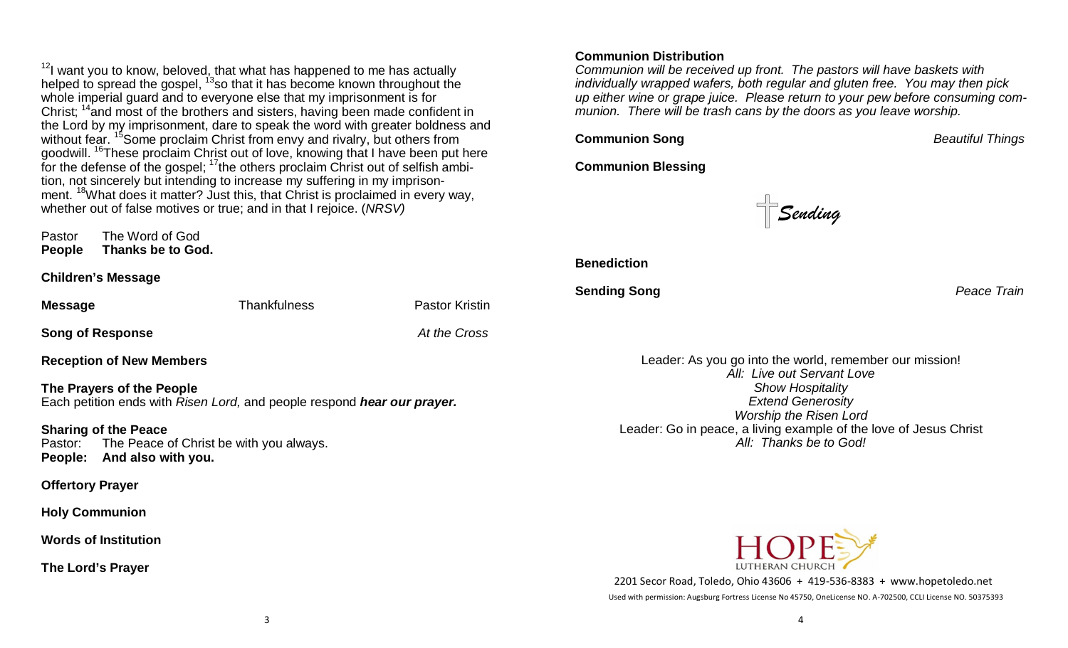[12]I want you to know, beloved, that what has happened to me has actually helped to spread the gospel, [13]so that it has become known throughout the whole imperial guard and to everyone else that my imprisonment is for Christ; [14]and most of the brothers and sisters, having been made confident in the Lord by my imprisonment, dare to speak the word with greater boldness and without fear. [15]Some proclaim Christ from envy and rivalry, but others from goodwill. [16]These proclaim Christ out of love, knowing that I have been put here for the defense of the gospel; [17]the others proclaim Christ out of selfish ambition, not sincerely but intending to increase my suffering in my imprisonment. [18]What does it matter? Just this, that Christ is proclaimed in every way, whether out of false motives or true; and in that I rejoice. (*NRSV)*

Pastor The Word of God
**People Thanks be to God.**

**Children's Message**

**Message** Thankfulness Pastor Kristin

**Song of Response** *At the Cross*

**Reception of New Members**

**The Prayers of the People**
Each petition ends with *Risen Lord,* and people respond ***hear our prayer.***

**Sharing of the Peace**
Pastor: The Peace of Christ be with you always.
**People: And also with you.**

**Offertory Prayer**

**Holy Communion**

**Words of Institution**

**The Lord's Prayer**

**Communion Distribution**
*Communion will be received up front. The pastors will have baskets with individually wrapped wafers, both regular and gluten free. You may then pick up either wine or grape juice. Please return to your pew before consuming communion. There will be trash cans by the doors as you leave worship.*

**Communion Song** *Beautiful Things*

**Communion Blessing**

## *Sending*

**Benediction**

**Sending Song** *Peace Train*

Leader: As you go into the world, remember our mission!
*All: Live out Servant Love*
*Show Hospitality*
*Extend Generosity*
*Worship the Risen Lord*
Leader: Go in peace, a living example of the love of Jesus Christ
*All: Thanks be to God!*

HOPE LUTHERAN CHURCH

2201 Secor Road, Toledo, Ohio 43606 + 419-536-8383 + www.hopetoledo.net

Used with permission: Augsburg Fortress License No 45750, OneLicense NO. A-702500, CCLI License NO. 50375393